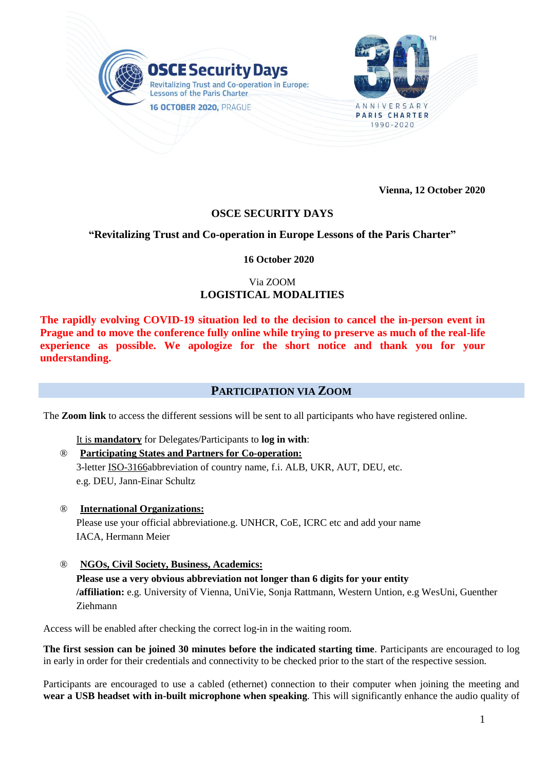OSCE Security Days

Revitalizing Trust and Co-operation in Europe: Lessons of the Paris Charter

16 OCTOBER 2020, PRAGUE

30TH ANNIVERSARY PARIS CHARTER 1990-2020

**Vienna, 12 October 2020**

# OSCE SECURITY DAYS

## "Revitalizing Trust and Co-operation in Europe Lessons of the Paris Charter"

**16 October 2020**

Via ZOOM

**LOGISTICAL MODALITIES**

**The rapidly evolving COVID-19 situation led to the decision to cancel the in-person event in Prague and to move the conference fully online while trying to preserve as much of the real-life experience as possible. We apologize for the short notice and thank you for your understanding.**

## PARTICIPATION VIA ZOOM

The **Zoom link** to access the different sessions will be sent to all participants who have registered online.

It is **mandatory** for Delegates/Participants to **log in with**:

- **Participating States and Partners for Co-operation:**
  3-letter ISO-3166abbreviation of country name, f.i. ALB, UKR, AUT, DEU, etc.
  e.g. DEU, Jann-Einar Schultz

- **International Organizations:**
  Please use your official abbreviatione.g. UNHCR, CoE, ICRC etc and add your name
  IACA, Hermann Meier

- **NGOs, Civil Society, Business, Academics:**
  **Please use a very obvious abbreviation not longer than 6 digits for your entity /affiliation:** e.g. University of Vienna, UniVie, Sonja Rattmann, Western Untion, e.g WesUni, Guenther Ziehmann

Access will be enabled after checking the correct log-in in the waiting room.

**The first session can be joined 30 minutes before the indicated starting time**. Participants are encouraged to log in early in order for their credentials and connectivity to be checked prior to the start of the respective session.

Participants are encouraged to use a cabled (ethernet) connection to their computer when joining the meeting and **wear a USB headset with in-built microphone when speaking**. This will significantly enhance the audio quality of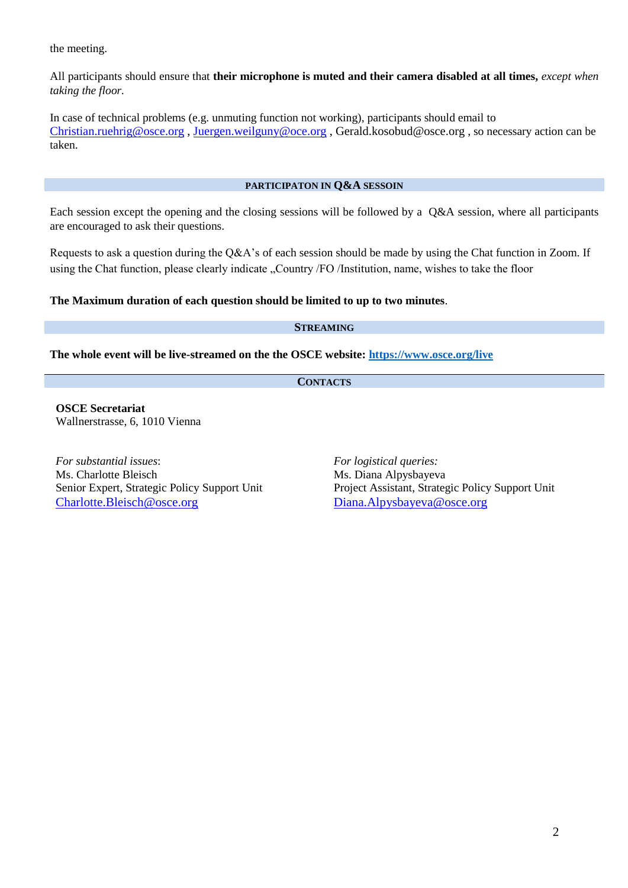the meeting.

All participants should ensure that **their microphone is muted and their camera disabled at all times,** *except when taking the floor.*

In case of technical problems (e.g. unmuting function not working), participants should email to Christian.ruehrig@osce.org , Juergen.weilguny@oce.org , Gerald.kosobud@osce.org , so necessary action can be taken.

## PARTICIPATON IN Q&A SESSOIN

Each session except the opening and the closing sessions will be followed by a Q&A session, where all participants are encouraged to ask their questions.

Requests to ask a question during the Q&A's of each session should be made by using the Chat function in Zoom. If using the Chat function, please clearly indicate „Country /FO /Institution, name, wishes to take the floor

**The Maximum duration of each question should be limited to up to two minutes**.

## STREAMING

**The whole event will be live-streamed on the the OSCE website: https://www.osce.org/live**

## CONTACTS

**OSCE Secretariat**
Wallnerstrasse, 6, 1010 Vienna

*For substantial issues*:
Ms. Charlotte Bleisch
Senior Expert, Strategic Policy Support Unit
Charlotte.Bleisch@osce.org

*For logistical queries:*
Ms. Diana Alpysbayeva
Project Assistant, Strategic Policy Support Unit
Diana.Alpysbayeva@osce.org